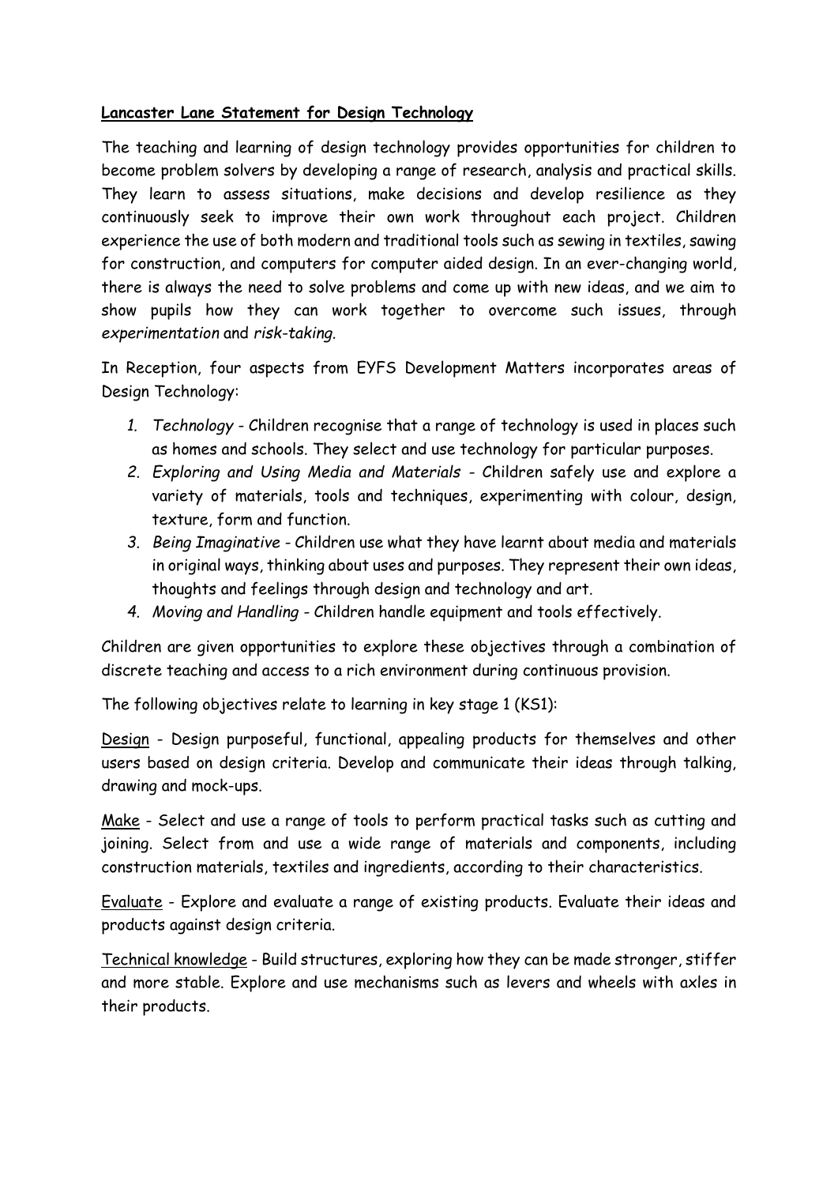# **Lancaster Lane Statement for Design Technology**

The teaching and learning of design technology provides opportunities for children to become problem solvers by developing a range of research, analysis and practical skills. They learn to assess situations, make decisions and develop resilience as they continuously seek to improve their own work throughout each project. Children experience the use of both modern and traditional tools such as sewing in textiles, sawing for construction, and computers for computer aided design. In an ever-changing world, there is always the need to solve problems and come up with new ideas, and we aim to show pupils how they can work together to overcome such issues, through *experimentation* and *risk-taking*.

In Reception, four aspects from EYFS Development Matters incorporates areas of Design Technology:

1. *Technology* - Children recognise that a range of technology is used in places such as homes and schools. They select and use technology for particular purposes.
2. *Exploring and Using Media and Materials* - Children safely use and explore a variety of materials, tools and techniques, experimenting with colour, design, texture, form and function.
3. *Being Imaginative* - Children use what they have learnt about media and materials in original ways, thinking about uses and purposes. They represent their own ideas, thoughts and feelings through design and technology and art.
4. *Moving and Handling* - Children handle equipment and tools effectively.

Children are given opportunities to explore these objectives through a combination of discrete teaching and access to a rich environment during continuous provision.

The following objectives relate to learning in key stage 1 (KS1):

<u>Design</u> - Design purposeful, functional, appealing products for themselves and other users based on design criteria. Develop and communicate their ideas through talking, drawing and mock-ups.

<u>Make</u> - Select and use a range of tools to perform practical tasks such as cutting and joining. Select from and use a wide range of materials and components, including construction materials, textiles and ingredients, according to their characteristics.

<u>Evaluate</u> - Explore and evaluate a range of existing products. Evaluate their ideas and products against design criteria.

<u>Technical knowledge</u> - Build structures, exploring how they can be made stronger, stiffer and more stable. Explore and use mechanisms such as levers and wheels with axles in their products.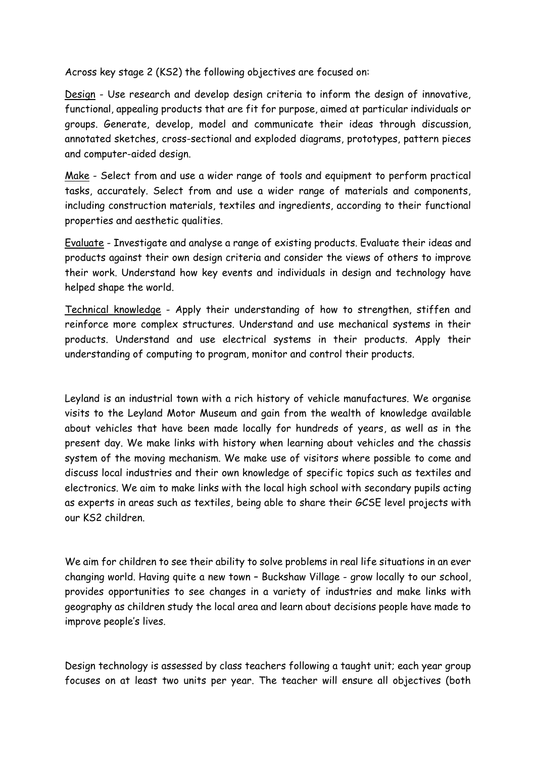Across key stage 2 (KS2) the following objectives are focused on:

<u>Design</u> - Use research and develop design criteria to inform the design of innovative, functional, appealing products that are fit for purpose, aimed at particular individuals or groups. Generate, develop, model and communicate their ideas through discussion, annotated sketches, cross-sectional and exploded diagrams, prototypes, pattern pieces and computer-aided design.

<u>Make</u> - Select from and use a wider range of tools and equipment to perform practical tasks, accurately. Select from and use a wider range of materials and components, including construction materials, textiles and ingredients, according to their functional properties and aesthetic qualities.

<u>Evaluate</u> - Investigate and analyse a range of existing products. Evaluate their ideas and products against their own design criteria and consider the views of others to improve their work. Understand how key events and individuals in design and technology have helped shape the world.

<u>Technical knowledge</u> - Apply their understanding of how to strengthen, stiffen and reinforce more complex structures. Understand and use mechanical systems in their products. Understand and use electrical systems in their products. Apply their understanding of computing to program, monitor and control their products.

Leyland is an industrial town with a rich history of vehicle manufactures. We organise visits to the Leyland Motor Museum and gain from the wealth of knowledge available about vehicles that have been made locally for hundreds of years, as well as in the present day. We make links with history when learning about vehicles and the chassis system of the moving mechanism. We make use of visitors where possible to come and discuss local industries and their own knowledge of specific topics such as textiles and electronics. We aim to make links with the local high school with secondary pupils acting as experts in areas such as textiles, being able to share their GCSE level projects with our KS2 children.

We aim for children to see their ability to solve problems in real life situations in an ever changing world. Having quite a new town – Buckshaw Village - grow locally to our school, provides opportunities to see changes in a variety of industries and make links with geography as children study the local area and learn about decisions people have made to improve people's lives.

Design technology is assessed by class teachers following a taught unit; each year group focuses on at least two units per year. The teacher will ensure all objectives (both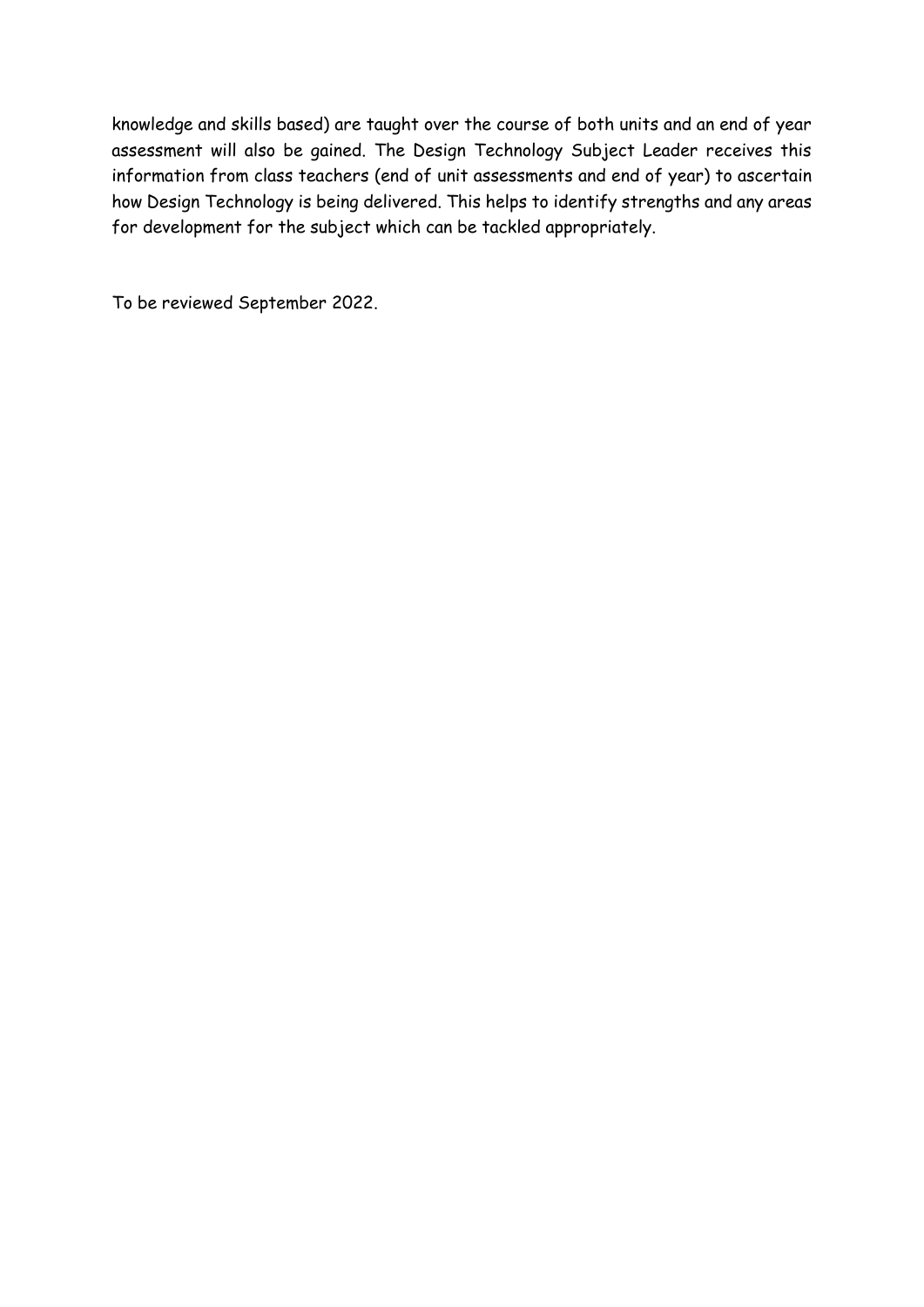knowledge and skills based) are taught over the course of both units and an end of year assessment will also be gained. The Design Technology Subject Leader receives this information from class teachers (end of unit assessments and end of year) to ascertain how Design Technology is being delivered. This helps to identify strengths and any areas for development for the subject which can be tackled appropriately.

To be reviewed September 2022.